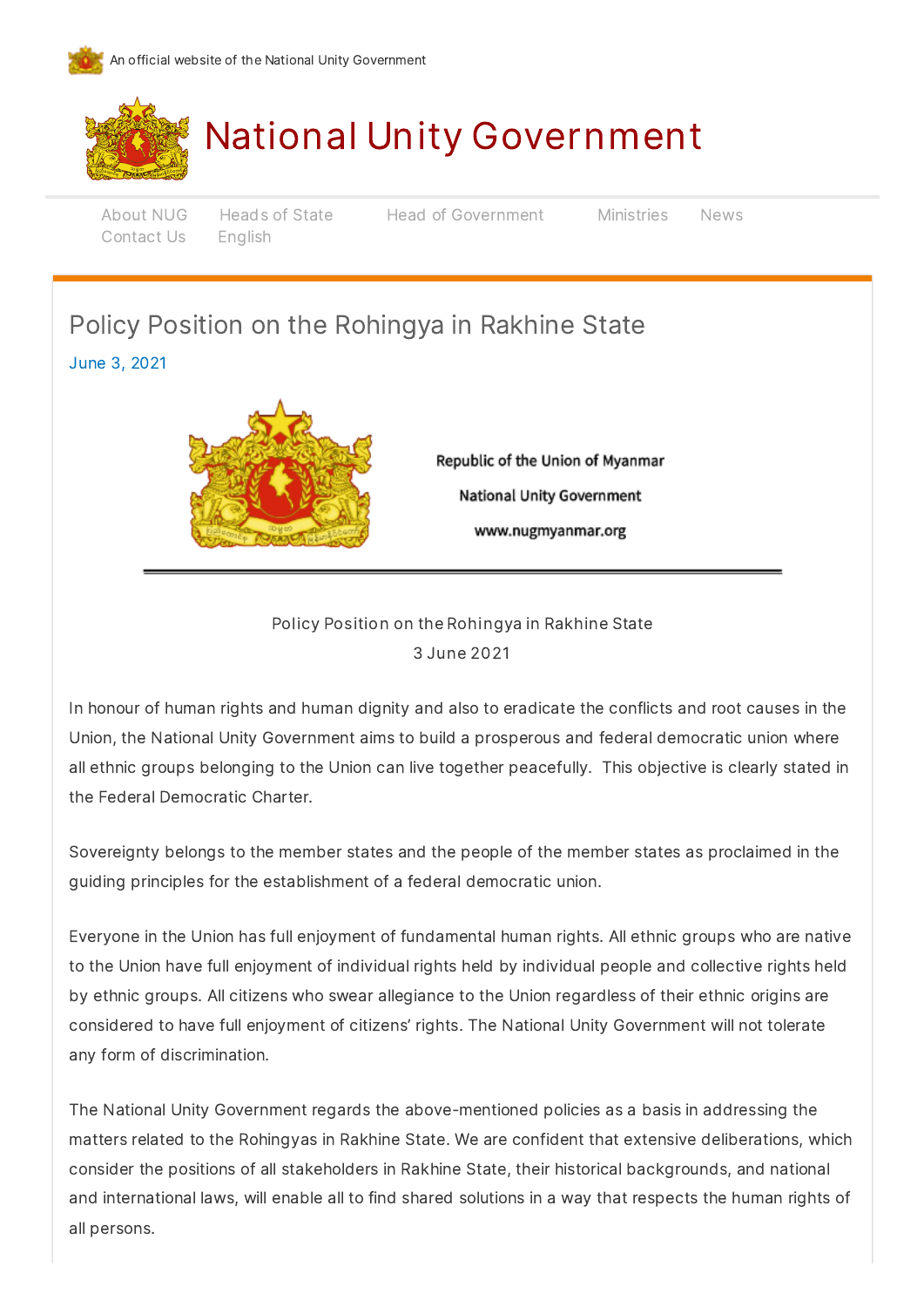An official website of the National Unity Government

# National Unity Government

About NUG Heads of State Head of Government Ministries News Contact Us English

## Policy Position on the Rohingya in Rakhine State

June 3, 2021

**Republic of the Union of Myanmar**

**National Unity Government**

**www.nugmyanmar.org**

Policy Position on the Rohingya in Rakhine State

3 June 2021

In honour of human rights and human dignity and also to eradicate the conflicts and root causes in the Union, the National Unity Government aims to build a prosperous and federal democratic union where all ethnic groups belonging to the Union can live together peacefully. This objective is clearly stated in the Federal Democratic Charter.

Sovereignty belongs to the member states and the people of the member states as proclaimed in the guiding principles for the establishment of a federal democratic union.

Everyone in the Union has full enjoyment of fundamental human rights. All ethnic groups who are native to the Union have full enjoyment of individual rights held by individual people and collective rights held by ethnic groups. All citizens who swear allegiance to the Union regardless of their ethnic origins are considered to have full enjoyment of citizens' rights. The National Unity Government will not tolerate any form of discrimination.

The National Unity Government regards the above-mentioned policies as a basis in addressing the matters related to the Rohingyas in Rakhine State. We are confident that extensive deliberations, which consider the positions of all stakeholders in Rakhine State, their historical backgrounds, and national and international laws, will enable all to find shared solutions in a way that respects the human rights of all persons.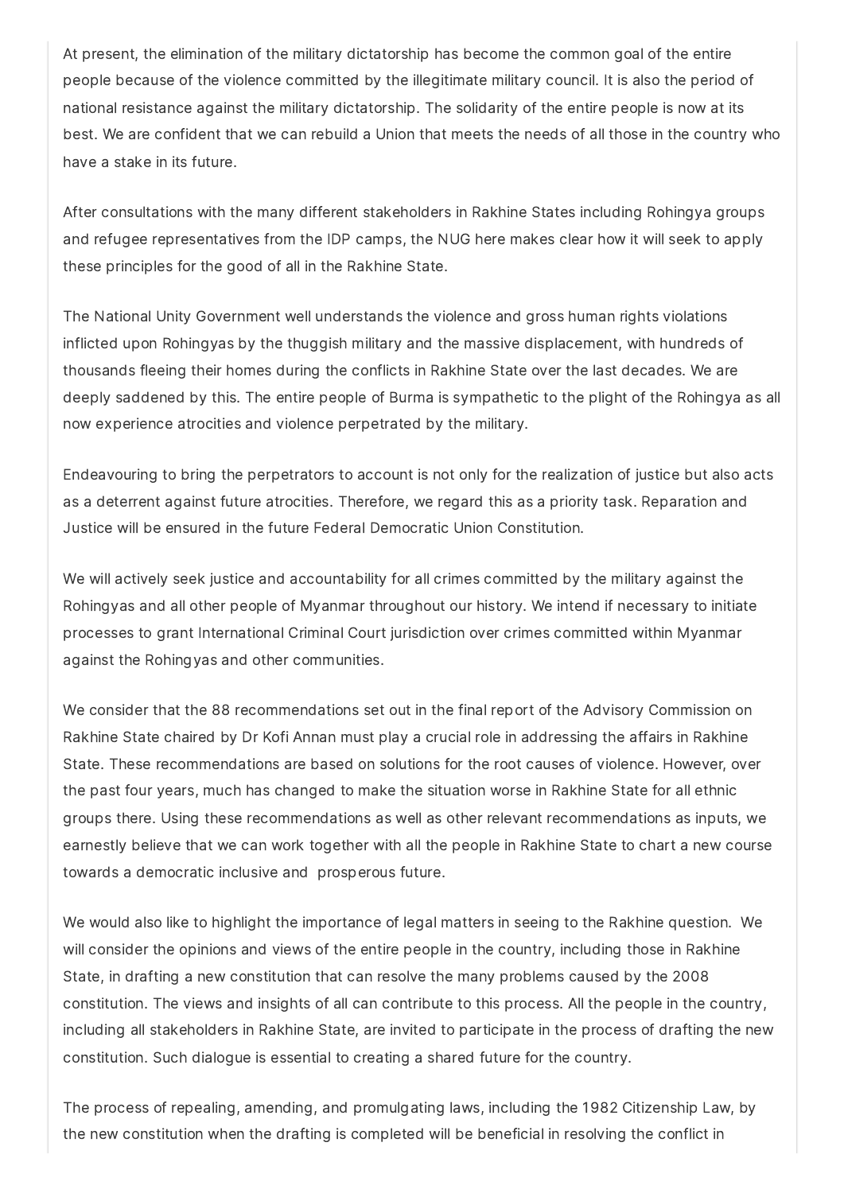At present, the elimination of the military dictatorship has become the common goal of the entire people because of the violence committed by the illegitimate military council. It is also the period of national resistance against the military dictatorship. The solidarity of the entire people is now at its best. We are confident that we can rebuild a Union that meets the needs of all those in the country who have a stake in its future.

After consultations with the many different stakeholders in Rakhine States including Rohingya groups and refugee representatives from the IDP camps, the NUG here makes clear how it will seek to apply these principles for the good of all in the Rakhine State.

The National Unity Government well understands the violence and gross human rights violations inflicted upon Rohingyas by the thuggish military and the massive displacement, with hundreds of thousands fleeing their homes during the conflicts in Rakhine State over the last decades. We are deeply saddened by this. The entire people of Burma is sympathetic to the plight of the Rohingya as all now experience atrocities and violence perpetrated by the military.

Endeavouring to bring the perpetrators to account is not only for the realization of justice but also acts as a deterrent against future atrocities. Therefore, we regard this as a priority task. Reparation and Justice will be ensured in the future Federal Democratic Union Constitution.

We will actively seek justice and accountability for all crimes committed by the military against the Rohingyas and all other people of Myanmar throughout our history. We intend if necessary to initiate processes to grant International Criminal Court jurisdiction over crimes committed within Myanmar against the Rohingyas and other communities.

We consider that the 88 recommendations set out in the final report of the Advisory Commission on Rakhine State chaired by Dr Kofi Annan must play a crucial role in addressing the affairs in Rakhine State. These recommendations are based on solutions for the root causes of violence. However, over the past four years, much has changed to make the situation worse in Rakhine State for all ethnic groups there. Using these recommendations as well as other relevant recommendations as inputs, we earnestly believe that we can work together with all the people in Rakhine State to chart a new course towards a democratic inclusive and prosperous future.

We would also like to highlight the importance of legal matters in seeing to the Rakhine question. We will consider the opinions and views of the entire people in the country, including those in Rakhine State, in drafting a new constitution that can resolve the many problems caused by the 2008 constitution. The views and insights of all can contribute to this process. All the people in the country, including all stakeholders in Rakhine State, are invited to participate in the process of drafting the new constitution. Such dialogue is essential to creating a shared future for the country.

The process of repealing, amending, and promulgating laws, including the 1982 Citizenship Law, by the new constitution when the drafting is completed will be beneficial in resolving the conflict in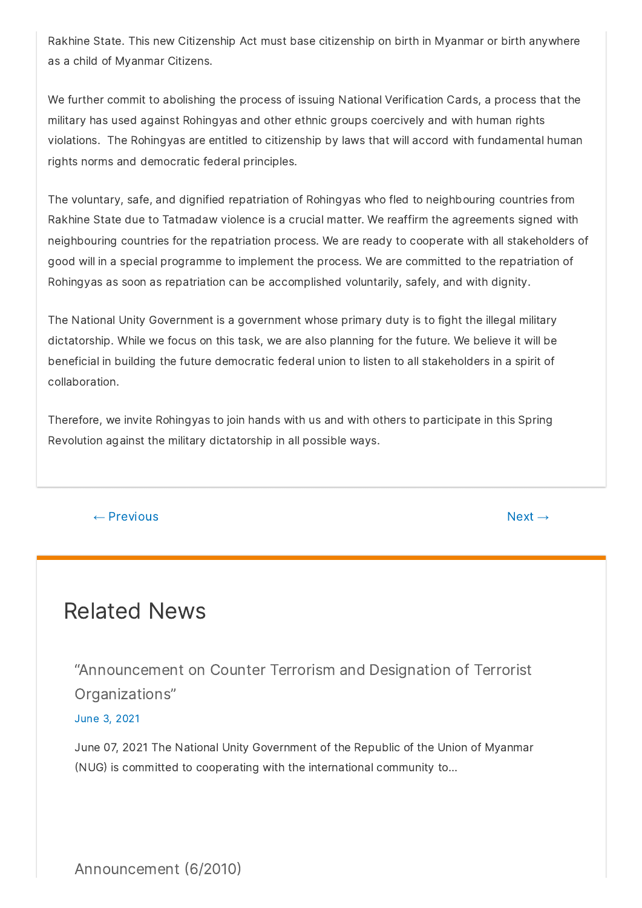Rakhine State. This new Citizenship Act must base citizenship on birth in Myanmar or birth anywhere as a child of Myanmar Citizens.

We further commit to abolishing the process of issuing National Verification Cards, a process that the military has used against Rohingyas and other ethnic groups coercively and with human rights violations. The Rohingyas are entitled to citizenship by laws that will accord with fundamental human rights norms and democratic federal principles.

The voluntary, safe, and dignified repatriation of Rohingyas who fled to neighbouring countries from Rakhine State due to Tatmadaw violence is a crucial matter. We reaffirm the agreements signed with neighbouring countries for the repatriation process. We are ready to cooperate with all stakeholders of good will in a special programme to implement the process. We are committed to the repatriation of Rohingyas as soon as repatriation can be accomplished voluntarily, safely, and with dignity.

The National Unity Government is a government whose primary duty is to fight the illegal military dictatorship. While we focus on this task, we are also planning for the future. We believe it will be beneficial in building the future democratic federal union to listen to all stakeholders in a spirit of collaboration.

Therefore, we invite Rohingyas to join hands with us and with others to participate in this Spring Revolution against the military dictatorship in all possible ways.

← Previous    Next →

## Related News

### "Announcement on Counter Terrorism and Designation of Terrorist Organizations"

June 3, 2021

June 07, 2021 The National Unity Government of the Republic of the Union of Myanmar (NUG) is committed to cooperating with the international community to...

### Announcement (6/2010)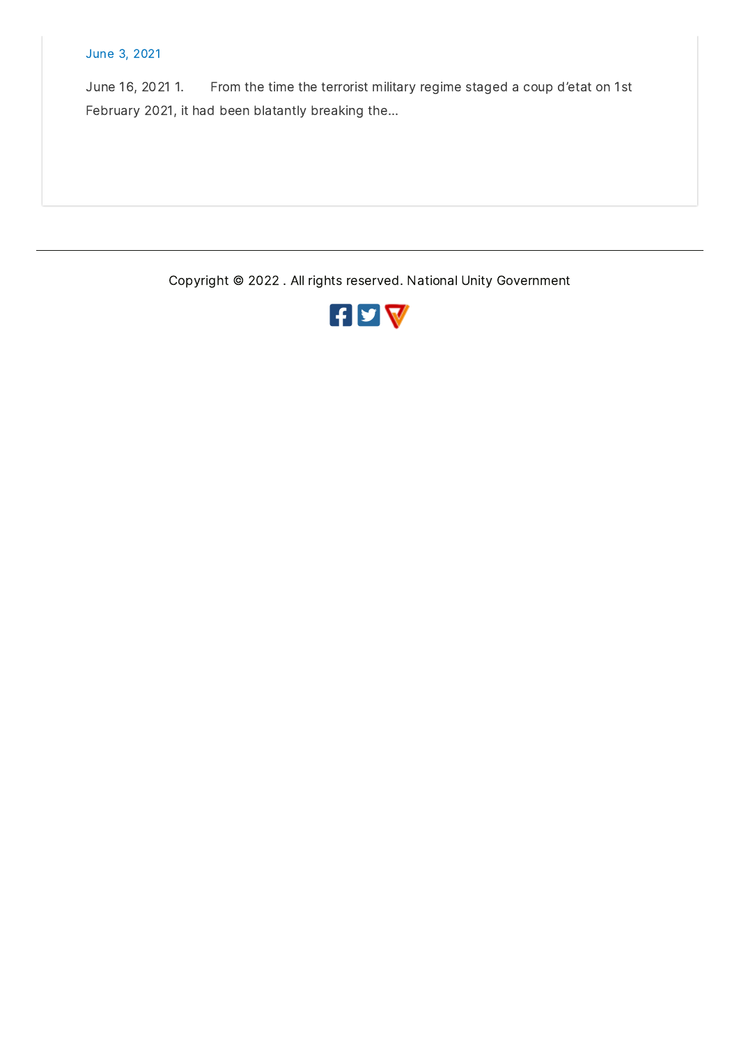June 3, 2021

June 16, 2021 1.  From the time the terrorist military regime staged a coup d’etat on 1st February 2021, it had been blatantly breaking the…

---

Copyright © 2022 . All rights reserved. National Unity Government